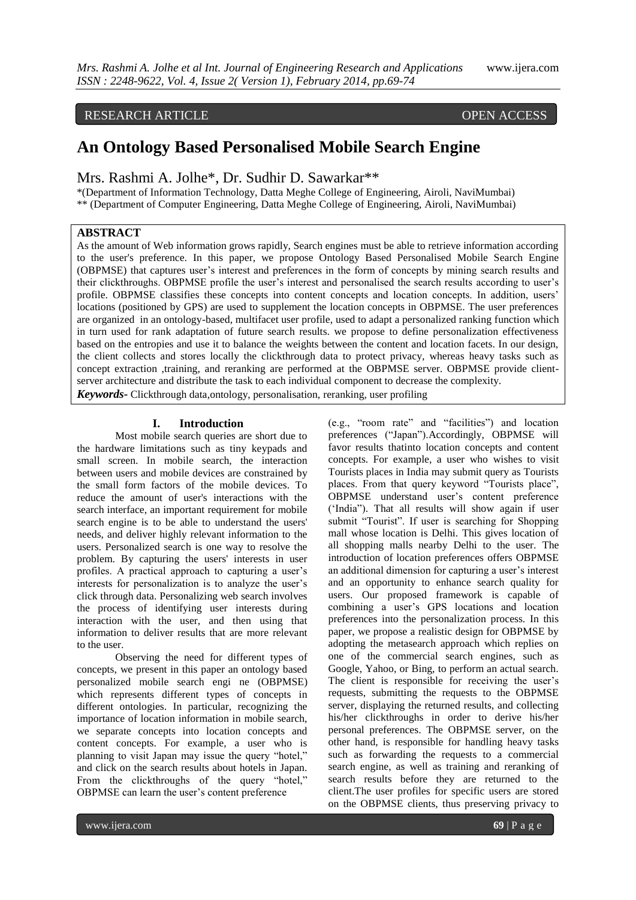RESEARCH ARTICLE OPEN ACCESS

# An Ontology Based Personalised Mobile Search Engine

Mrs. Rashmi A. Jolhe*, Dr. Sudhir D. Sawarkar**

*(Department of Information Technology, Datta Meghe College of Engineering, Airoli, NaviMumbai)
** (Department of Computer Engineering, Datta Meghe College of Engineering, Airoli, NaviMumbai)

## ABSTRACT

As the amount of Web information grows rapidly, Search engines must be able to retrieve information according to the user's preference. In this paper, we propose Ontology Based Personalised Mobile Search Engine (OBPMSE) that captures user's interest and preferences in the form of concepts by mining search results and their clickthroughs. OBPMSE profile the user's interest and personalised the search results according to user's profile. OBPMSE classifies these concepts into content concepts and location concepts. In addition, users' locations (positioned by GPS) are used to supplement the location concepts in OBPMSE. The user preferences are organized in an ontology-based, multifacet user profile, used to adapt a personalized ranking function which in turn used for rank adaptation of future search results. we propose to define personalization effectiveness based on the entropies and use it to balance the weights between the content and location facets. In our design, the client collects and stores locally the clickthrough data to protect privacy, whereas heavy tasks such as concept extraction ,training, and reranking are performed at the OBPMSE server. OBPMSE provide client-server architecture and distribute the task to each individual component to decrease the complexity.

***Keywords-*** Clickthrough data,ontology, personalisation, reranking, user profiling

## I. Introduction

Most mobile search queries are short due to the hardware limitations such as tiny keypads and small screen. In mobile search, the interaction between users and mobile devices are constrained by the small form factors of the mobile devices. To reduce the amount of user's interactions with the search interface, an important requirement for mobile search engine is to be able to understand the users' needs, and deliver highly relevant information to the users. Personalized search is one way to resolve the problem. By capturing the users' interests in user profiles. A practical approach to capturing a user's interests for personalization is to analyze the user's click through data. Personalizing web search involves the process of identifying user interests during interaction with the user, and then using that information to deliver results that are more relevant to the user.

Observing the need for different types of concepts, we present in this paper an ontology based personalized mobile search engi ne (OBPMSE) which represents different types of concepts in different ontologies. In particular, recognizing the importance of location information in mobile search, we separate concepts into location concepts and content concepts. For example, a user who is planning to visit Japan may issue the query "hotel," and click on the search results about hotels in Japan. From the clickthroughs of the query "hotel," OBPMSE can learn the user's content preference (e.g., "room rate" and "facilities") and location preferences ("Japan").Accordingly, OBPMSE will favor results thatinto location concepts and content concepts. For example, a user who wishes to visit Tourists places in India may submit query as Tourists places. From that query keyword "Tourists place", OBPMSE understand user's content preference ('India"). That all results will show again if user submit "Tourist". If user is searching for Shopping mall whose location is Delhi. This gives location of all shopping malls nearby Delhi to the user. The introduction of location preferences offers OBPMSE an additional dimension for capturing a user's interest and an opportunity to enhance search quality for users. Our proposed framework is capable of combining a user's GPS locations and location preferences into the personalization process. In this paper, we propose a realistic design for OBPMSE by adopting the metasearch approach which replies on one of the commercial search engines, such as Google, Yahoo, or Bing, to perform an actual search. The client is responsible for receiving the user's requests, submitting the requests to the OBPMSE server, displaying the returned results, and collecting his/her clickthroughs in order to derive his/her personal preferences. The OBPMSE server, on the other hand, is responsible for handling heavy tasks such as forwarding the requests to a commercial search engine, as well as training and reranking of search results before they are returned to the client.The user profiles for specific users are stored on the OBPMSE clients, thus preserving privacy to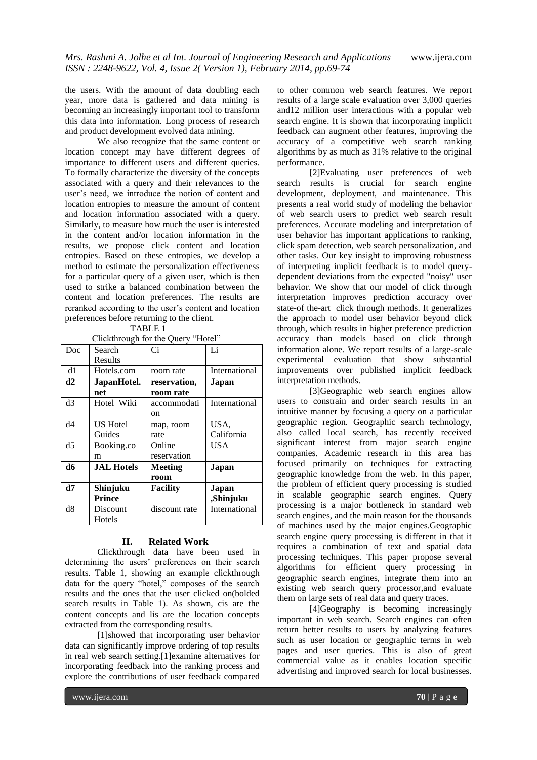the users. With the amount of data doubling each year, more data is gathered and data mining is becoming an increasingly important tool to transform this data into information. Long process of research and product development evolved data mining.

We also recognize that the same content or location concept may have different degrees of importance to different users and different queries. To formally characterize the diversity of the concepts associated with a query and their relevances to the user's need, we introduce the notion of content and location entropies to measure the amount of content and location information associated with a query. Similarly, to measure how much the user is interested in the content and/or location information in the results, we propose click content and location entropies. Based on these entropies, we develop a method to estimate the personalization effectiveness for a particular query of a given user, which is then used to strike a balanced combination between the content and location preferences. The results are reranked according to the user's content and location preferences before returning to the client.

TABLE 1

Clickthrough for the Query "Hotel"

| Doc | Search Results | Ci | Li |
|---|---|---|---|
| d1 | Hotels.com | room rate | International |
| **d2** | **JapanHotel.net** | **reservation, room rate** | **Japan** |
| d3 | Hotel Wiki | accommodation | International |
| d4 | US Hotel Guides | map, room rate | USA, California |
| d5 | Booking.com | Online reservation | USA |
| **d6** | **JAL Hotels** | **Meeting room** | **Japan** |
| **d7** | **Shinjuku Prince** | **Facility** | **Japan ,Shinjuku** |
| d8 | Discount Hotels | discount rate | International |

## II. Related Work

Clickthrough data have been used in determining the users' preferences on their search results. Table 1, showing an example clickthrough data for the query "hotel," composes of the search results and the ones that the user clicked on(bolded search results in Table 1). As shown, cis are the content concepts and lis are the location concepts extracted from the corresponding results.

[1]showed that incorporating user behavior data can significantly improve ordering of top results in real web search setting.[1]examine alternatives for incorporating feedback into the ranking process and explore the contributions of user feedback compared to other common web search features. We report results of a large scale evaluation over 3,000 queries and12 million user interactions with a popular web search engine. It is shown that incorporating implicit feedback can augment other features, improving the accuracy of a competitive web search ranking algorithms by as much as 31% relative to the original performance.

[2]Evaluating user preferences of web search results is crucial for search engine development, deployment, and maintenance. This presents a real world study of modeling the behavior of web search users to predict web search result preferences. Accurate modeling and interpretation of user behavior has important applications to ranking, click spam detection, web search personalization, and other tasks. Our key insight to improving robustness of interpreting implicit feedback is to model query-dependent deviations from the expected "noisy" user behavior. We show that our model of click through interpretation improves prediction accuracy over state-of the-art click through methods. It generalizes the approach to model user behavior beyond click through, which results in higher preference prediction accuracy than models based on click through information alone. We report results of a large-scale experimental evaluation that show substantial improvements over published implicit feedback interpretation methods.

[3]Geographic web search engines allow users to constrain and order search results in an intuitive manner by focusing a query on a particular geographic region. Geographic search technology, also called local search, has recently received significant interest from major search engine companies. Academic research in this area has focused primarily on techniques for extracting geographic knowledge from the web. In this paper, the problem of efficient query processing is studied in scalable geographic search engines. Query processing is a major bottleneck in standard web search engines, and the main reason for the thousands of machines used by the major engines.Geographic search engine query processing is different in that it requires a combination of text and spatial data processing techniques. This paper propose several algorithms for efficient query processing in geographic search engines, integrate them into an existing web search query processor,and evaluate them on large sets of real data and query traces.

[4]Geography is becoming increasingly important in web search. Search engines can often return better results to users by analyzing features such as user location or geographic terms in web pages and user queries. This is also of great commercial value as it enables location specific advertising and improved search for local businesses.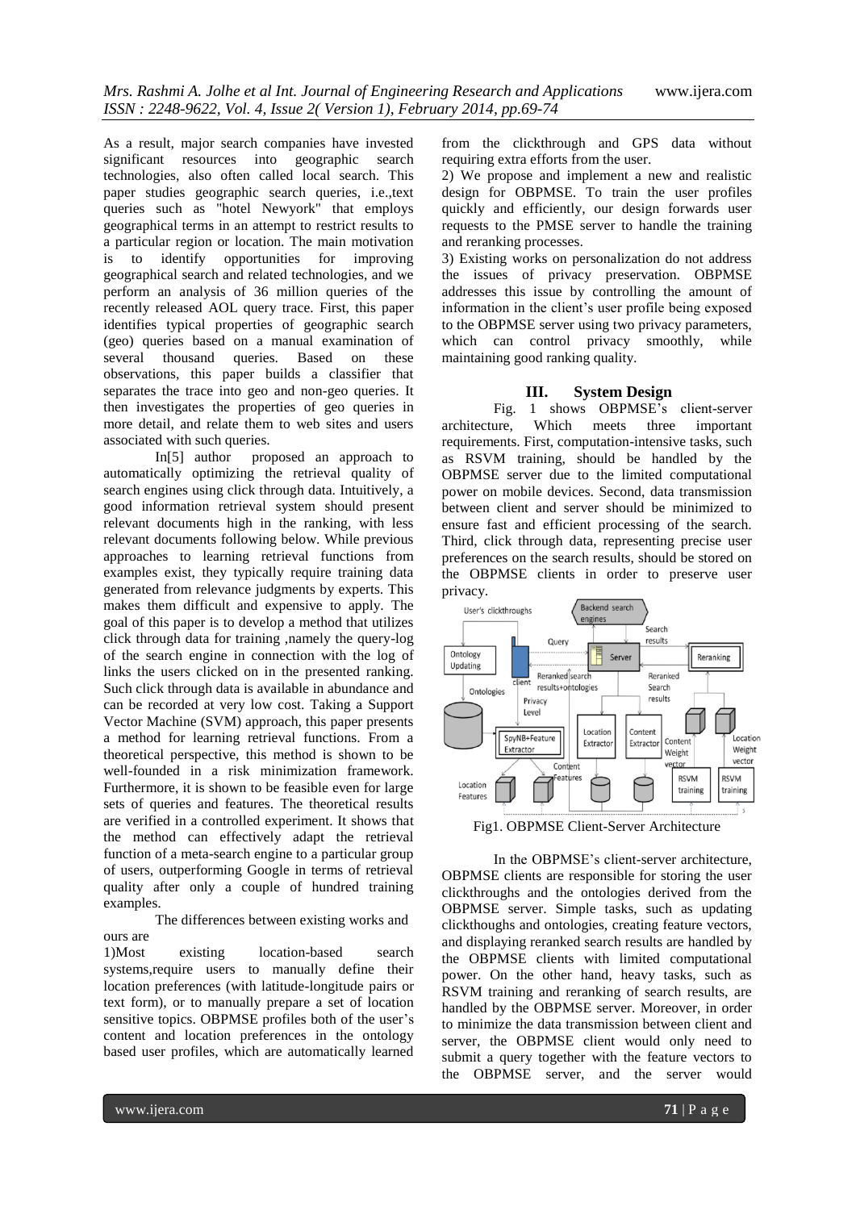As a result, major search companies have invested significant resources into geographic search technologies, also often called local search. This paper studies geographic search queries, i.e.,text queries such as "hotel Newyork" that employs geographical terms in an attempt to restrict results to a particular region or location. The main motivation is to identify opportunities for improving geographical search and related technologies, and we perform an analysis of 36 million queries of the recently released AOL query trace. First, this paper identifies typical properties of geographic search (geo) queries based on a manual examination of several thousand queries. Based on these observations, this paper builds a classifier that separates the trace into geo and non-geo queries. It then investigates the properties of geo queries in more detail, and relate them to web sites and users associated with such queries.

In[5] author proposed an approach to automatically optimizing the retrieval quality of search engines using click through data. Intuitively, a good information retrieval system should present relevant documents high in the ranking, with less relevant documents following below. While previous approaches to learning retrieval functions from examples exist, they typically require training data generated from relevance judgments by experts. This makes them difficult and expensive to apply. The goal of this paper is to develop a method that utilizes click through data for training ,namely the query-log of the search engine in connection with the log of links the users clicked on in the presented ranking. Such click through data is available in abundance and can be recorded at very low cost. Taking a Support Vector Machine (SVM) approach, this paper presents a method for learning retrieval functions. From a theoretical perspective, this method is shown to be well-founded in a risk minimization framework. Furthermore, it is shown to be feasible even for large sets of queries and features. The theoretical results are verified in a controlled experiment. It shows that the method can effectively adapt the retrieval function of a meta-search engine to a particular group of users, outperforming Google in terms of retrieval quality after only a couple of hundred training examples.

The differences between existing works and ours are

1)Most existing location-based search systems,require users to manually define their location preferences (with latitude-longitude pairs or text form), or to manually prepare a set of location sensitive topics. OBPMSE profiles both of the user's content and location preferences in the ontology based user profiles, which are automatically learned from the clickthrough and GPS data without requiring extra efforts from the user.

2) We propose and implement a new and realistic design for OBPMSE. To train the user profiles quickly and efficiently, our design forwards user requests to the PMSE server to handle the training and reranking processes.

3) Existing works on personalization do not address the issues of privacy preservation. OBPMSE addresses this issue by controlling the amount of information in the client's user profile being exposed to the OBPMSE server using two privacy parameters, which can control privacy smoothly, while maintaining good ranking quality.

## III. System Design

Fig. 1 shows OBPMSE's client-server architecture, Which meets three important requirements. First, computation-intensive tasks, such as RSVM training, should be handled by the OBPMSE server due to the limited computational power on mobile devices. Second, data transmission between client and server should be minimized to ensure fast and efficient processing of the search. Third, click through data, representing precise user preferences on the search results, should be stored on the OBPMSE clients in order to preserve user privacy.

Fig1. OBPMSE Client-Server Architecture

In the OBPMSE's client-server architecture, OBPMSE clients are responsible for storing the user clickthroughs and the ontologies derived from the OBPMSE server. Simple tasks, such as updating clickthoughs and ontologies, creating feature vectors, and displaying reranked search results are handled by the OBPMSE clients with limited computational power. On the other hand, heavy tasks, such as RSVM training and reranking of search results, are handled by the OBPMSE server. Moreover, in order to minimize the data transmission between client and server, the OBPMSE client would only need to submit a query together with the feature vectors to the OBPMSE server, and the server would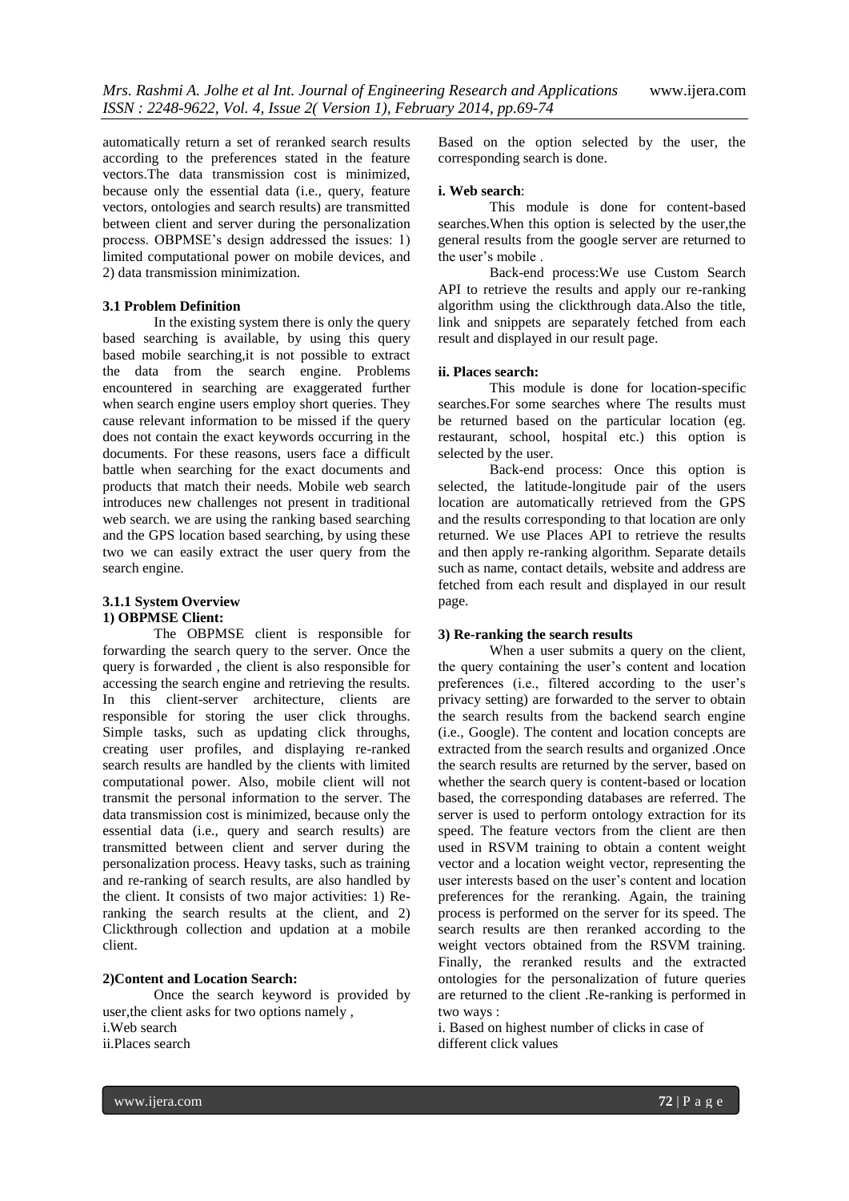automatically return a set of reranked search results according to the preferences stated in the feature vectors.The data transmission cost is minimized, because only the essential data (i.e., query, feature vectors, ontologies and search results) are transmitted between client and server during the personalization process. OBPMSE's design addressed the issues: 1) limited computational power on mobile devices, and 2) data transmission minimization.

### 3.1 Problem Definition

In the existing system there is only the query based searching is available, by using this query based mobile searching,it is not possible to extract the data from the search engine. Problems encountered in searching are exaggerated further when search engine users employ short queries. They cause relevant information to be missed if the query does not contain the exact keywords occurring in the documents. For these reasons, users face a difficult battle when searching for the exact documents and products that match their needs. Mobile web search introduces new challenges not present in traditional web search. we are using the ranking based searching and the GPS location based searching, by using these two we can easily extract the user query from the search engine.

#### 3.1.1 System Overview

**1) OBPMSE Client:**

The OBPMSE client is responsible for forwarding the search query to the server. Once the query is forwarded , the client is also responsible for accessing the search engine and retrieving the results. In this client-server architecture, clients are responsible for storing the user click throughs. Simple tasks, such as updating click throughs, creating user profiles, and displaying re-ranked search results are handled by the clients with limited computational power. Also, mobile client will not transmit the personal information to the server. The data transmission cost is minimized, because only the essential data (i.e., query and search results) are transmitted between client and server during the personalization process. Heavy tasks, such as training and re-ranking of search results, are also handled by the client. It consists of two major activities: 1) Re-ranking the search results at the client, and 2) Clickthrough collection and updation at a mobile client.

**2)Content and Location Search:**

Once the search keyword is provided by user,the client asks for two options namely ,
i.Web search
ii.Places search

Based on the option selected by the user, the corresponding search is done.

**i. Web search**:

This module is done for content-based searches.When this option is selected by the user,the general results from the google server are returned to the user's mobile .

Back-end process:We use Custom Search API to retrieve the results and apply our re-ranking algorithm using the clickthrough data.Also the title, link and snippets are separately fetched from each result and displayed in our result page.

**ii. Places search:**

This module is done for location-specific searches.For some searches where The results must be returned based on the particular location (eg. restaurant, school, hospital etc.) this option is selected by the user.

Back-end process: Once this option is selected, the latitude-longitude pair of the users location are automatically retrieved from the GPS and the results corresponding to that location are only returned. We use Places API to retrieve the results and then apply re-ranking algorithm. Separate details such as name, contact details, website and address are fetched from each result and displayed in our result page.

**3) Re-ranking the search results**

When a user submits a query on the client, the query containing the user's content and location preferences (i.e., filtered according to the user's privacy setting) are forwarded to the server to obtain the search results from the backend search engine (i.e., Google). The content and location concepts are extracted from the search results and organized .Once the search results are returned by the server, based on whether the search query is content-based or location based, the corresponding databases are referred. The server is used to perform ontology extraction for its speed. The feature vectors from the client are then used in RSVM training to obtain a content weight vector and a location weight vector, representing the user interests based on the user's content and location preferences for the reranking. Again, the training process is performed on the server for its speed. The search results are then reranked according to the weight vectors obtained from the RSVM training. Finally, the reranked results and the extracted ontologies for the personalization of future queries are returned to the client .Re-ranking is performed in two ways :

i. Based on highest number of clicks in case of different click values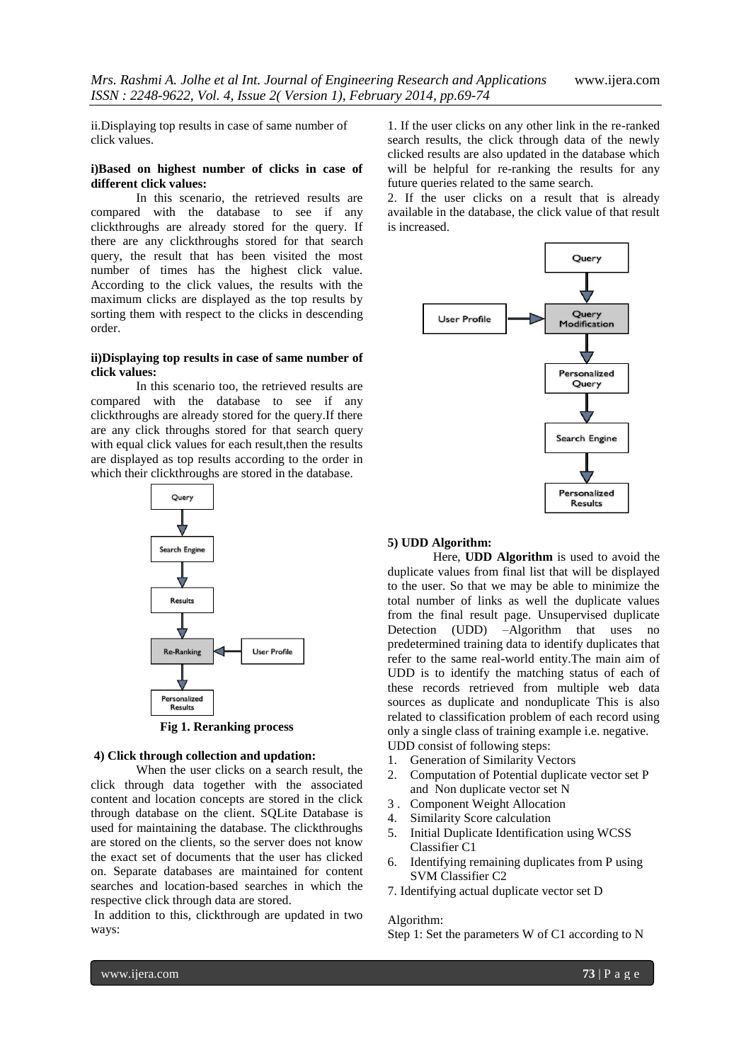ii.Displaying top results in case of same number of click values.

**i)Based on highest number of clicks in case of different click values:**

In this scenario, the retrieved results are compared with the database to see if any clickthroughs are already stored for the query. If there are any clickthroughs stored for that search query, the result that has been visited the most number of times has the highest click value. According to the click values, the results with the maximum clicks are displayed as the top results by sorting them with respect to the clicks in descending order.

**ii)Displaying top results in case of same number of click values:**

In this scenario too, the retrieved results are compared with the database to see if any clickthroughs are already stored for the query.If there are any click throughs stored for that search query with equal click values for each result,then the results are displayed as top results according to the order in which their clickthroughs are stored in the database.

**Fig 1. Reranking process**

**4) Click through collection and updation:**

When the user clicks on a search result, the click through data together with the associated content and location concepts are stored in the click through database on the client. SQLite Database is used for maintaining the database. The clickthroughs are stored on the clients, so the server does not know the exact set of documents that the user has clicked on. Separate databases are maintained for content searches and location-based searches in which the respective click through data are stored.

In addition to this, clickthrough are updated in two ways:

1. If the user clicks on any other link in the re-ranked search results, the click through data of the newly clicked results are also updated in the database which will be helpful for re-ranking the results for any future queries related to the same search.
2. If the user clicks on a result that is already available in the database, the click value of that result is increased.

**5) UDD Algorithm:**

Here, **UDD Algorithm** is used to avoid the duplicate values from final list that will be displayed to the user. So that we may be able to minimize the total number of links as well the duplicate values from the final result page. Unsupervised duplicate Detection (UDD) –Algorithm that uses no predetermined training data to identify duplicates that refer to the same real-world entity.The main aim of UDD is to identify the matching status of each of these records retrieved from multiple web data sources as duplicate and nonduplicate This is also related to classification problem of each record using only a single class of training example i.e. negative.

UDD consist of following steps:

1. Generation of Similarity Vectors
2. Computation of Potential duplicate vector set P and Non duplicate vector set N
3. Component Weight Allocation
4. Similarity Score calculation
5. Initial Duplicate Identification using WCSS Classifier C1
6. Identifying remaining duplicates from P using SVM Classifier C2
7. Identifying actual duplicate vector set D

Algorithm:

Step 1: Set the parameters W of C1 according to N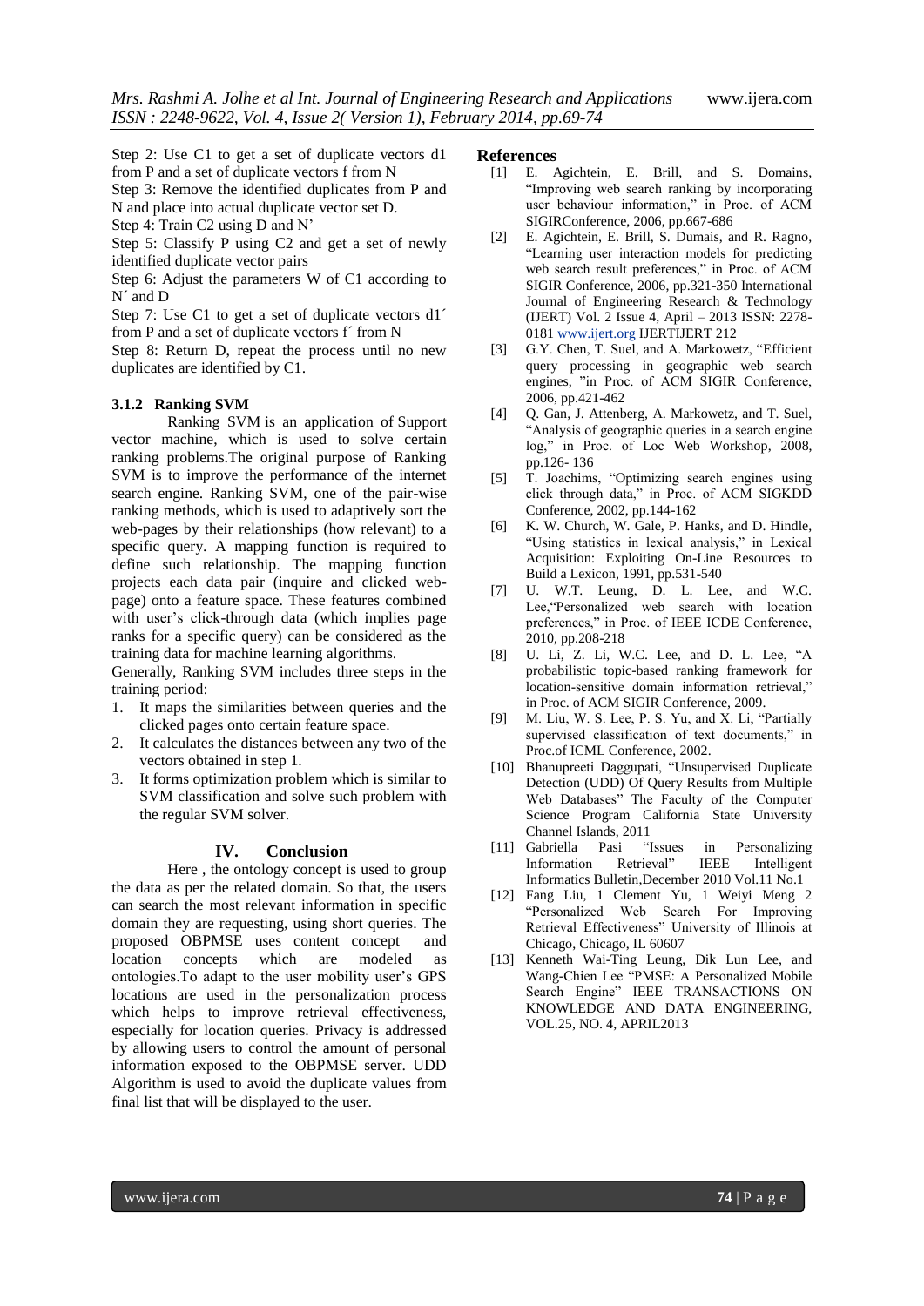Step 2: Use C1 to get a set of duplicate vectors d1 from P and a set of duplicate vectors f from N

Step 3: Remove the identified duplicates from P and N and place into actual duplicate vector set D.

Step 4: Train C2 using D and N'

Step 5: Classify P using C2 and get a set of newly identified duplicate vector pairs

Step 6: Adjust the parameters W of C1 according to N´ and D

Step 7: Use C1 to get a set of duplicate vectors d1´ from P and a set of duplicate vectors f´ from N

Step 8: Return D, repeat the process until no new duplicates are identified by C1.

#### 3.1.2 Ranking SVM

Ranking SVM is an application of Support vector machine, which is used to solve certain ranking problems.The original purpose of Ranking SVM is to improve the performance of the internet search engine. Ranking SVM, one of the pair-wise ranking methods, which is used to adaptively sort the web-pages by their relationships (how relevant) to a specific query. A mapping function is required to define such relationship. The mapping function projects each data pair (inquire and clicked web-page) onto a feature space. These features combined with user's click-through data (which implies page ranks for a specific query) can be considered as the training data for machine learning algorithms.

Generally, Ranking SVM includes three steps in the training period:

1. It maps the similarities between queries and the clicked pages onto certain feature space.
2. It calculates the distances between any two of the vectors obtained in step 1.
3. It forms optimization problem which is similar to SVM classification and solve such problem with the regular SVM solver.

## IV. Conclusion

Here , the ontology concept is used to group the data as per the related domain. So that, the users can search the most relevant information in specific domain they are requesting, using short queries. The proposed OBPMSE uses content concept and location concepts which are modeled as ontologies.To adapt to the user mobility user's GPS locations are used in the personalization process which helps to improve retrieval effectiveness, especially for location queries. Privacy is addressed by allowing users to control the amount of personal information exposed to the OBPMSE server. UDD Algorithm is used to avoid the duplicate values from final list that will be displayed to the user.

## References

[1] E. Agichtein, E. Brill, and S. Domains, "Improving web search ranking by incorporating user behaviour information," in Proc. of ACM SIGIRConference, 2006, pp.667-686

[2] E. Agichtein, E. Brill, S. Dumais, and R. Ragno, "Learning user interaction models for predicting web search result preferences," in Proc. of ACM SIGIR Conference, 2006, pp.321-350 International Journal of Engineering Research & Technology (IJERT) Vol. 2 Issue 4, April – 2013 ISSN: 2278-0181 www.ijert.org IJERTIJERT 212

[3] G.Y. Chen, T. Suel, and A. Markowetz, "Efficient query processing in geographic web search engines, "in Proc. of ACM SIGIR Conference, 2006, pp.421-462

[4] Q. Gan, J. Attenberg, A. Markowetz, and T. Suel, "Analysis of geographic queries in a search engine log," in Proc. of Loc Web Workshop, 2008, pp.126- 136

[5] T. Joachims, "Optimizing search engines using click through data," in Proc. of ACM SIGKDD Conference, 2002, pp.144-162

[6] K. W. Church, W. Gale, P. Hanks, and D. Hindle, "Using statistics in lexical analysis," in Lexical Acquisition: Exploiting On-Line Resources to Build a Lexicon, 1991, pp.531-540

[7] U. W.T. Leung, D. L. Lee, and W.C. Lee,"Personalized web search with location preferences," in Proc. of IEEE ICDE Conference, 2010, pp.208-218

[8] U. Li, Z. Li, W.C. Lee, and D. L. Lee, "A probabilistic topic-based ranking framework for location-sensitive domain information retrieval," in Proc. of ACM SIGIR Conference, 2009.

[9] M. Liu, W. S. Lee, P. S. Yu, and X. Li, "Partially supervised classification of text documents," in Proc.of ICML Conference, 2002.

[10] Bhanupreeti Daggupati, "Unsupervised Duplicate Detection (UDD) Of Query Results from Multiple Web Databases" The Faculty of the Computer Science Program California State University Channel Islands, 2011

[11] Gabriella Pasi "Issues in Personalizing Information Retrieval" IEEE Intelligent Informatics Bulletin,December 2010 Vol.11 No.1

[12] Fang Liu, 1 Clement Yu, 1 Weiyi Meng 2 "Personalized Web Search For Improving Retrieval Effectiveness" University of Illinois at Chicago, Chicago, IL 60607

[13] Kenneth Wai-Ting Leung, Dik Lun Lee, and Wang-Chien Lee "PMSE: A Personalized Mobile Search Engine" IEEE TRANSACTIONS ON KNOWLEDGE AND DATA ENGINEERING, VOL.25, NO. 4, APRIL2013